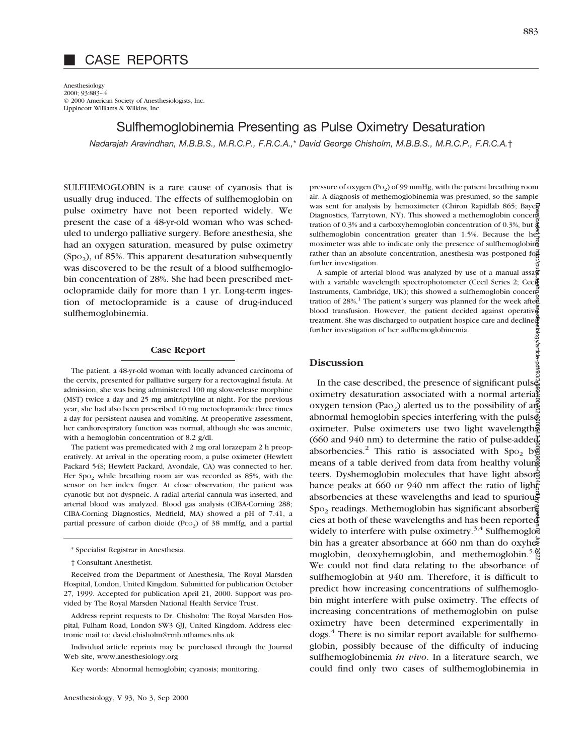# CASE REPORTS

Anesthesiology
2000; 93:883–4
© 2000 American Society of Anesthesiologists, Inc.
Lippincott Williams & Wilkins, Inc.

## Sulfhemoglobinemia Presenting as Pulse Oximetry Desaturation

*Nadarajah Aravindhan, M.B.B.S., M.R.C.P., F.R.C.A.,\* David George Chisholm, M.B.B.S., M.R.C.P., F.R.C.A.†*

SULFHEMOGLOBIN is a rare cause of cyanosis that is usually drug induced. The effects of sulfhemoglobin on pulse oximetry have not been reported widely. We present the case of a 48-yr-old woman who was scheduled to undergo palliative surgery. Before anesthesia, she had an oxygen saturation, measured by pulse oximetry ($Sp_{O_2}$), of 85%. This apparent desaturation subsequently was discovered to be the result of a blood sulfhemoglobin concentration of 28%. She had been prescribed metoclopramide daily for more than 1 yr. Long-term ingestion of metoclopramide is a cause of drug-induced sulfhemoglobinemia.

### Case Report

The patient, a 48-yr-old woman with locally advanced carcinoma of the cervix, presented for palliative surgery for a rectovaginal fistula. At admission, she was being administered 100 mg slow-release morphine (MST) twice a day and 25 mg amitriptyline at night. For the previous year, she had also been prescribed 10 mg metoclopramide three times a day for persistent nausea and vomiting. At preoperative assessment, her cardiorespiratory function was normal, although she was anemic, with a hemoglobin concentration of 8.2 g/dl.

The patient was premedicated with 2 mg oral lorazepam 2 h preoperatively. At arrival in the operating room, a pulse oximeter (Hewlett Packard 54S; Hewlett Packard, Avondale, CA) was connected to her. Her $Sp_{O_2}$ while breathing room air was recorded as 85%, with the sensor on her index finger. At close observation, the patient was cyanotic but not dyspneic. A radial arterial cannula was inserted, and arterial blood was analyzed. Blood gas analysis (CIBA-Corning 288; CIBA-Corning Diagnostics, Medfield, MA) showed a pH of 7.41, a partial pressure of carbon dioide ($P_{CO_2}$) of 38 mmHg, and a partial pressure of oxygen ($P_{O_2}$) of 99 mmHg, with the patient breathing room air. A diagnosis of methemoglobinemia was presumed, so the sample was sent for analysis by hemoximeter (Chiron Rapidlab 865; Bayer Diagnostics, Tarrytown, NY). This showed a methemoglobin concentration of 0.3% and a carboxyhemoglobin concentration of 0.3%, but a sulfhemoglobin concentration greater than 1.5%. Because the hemoximeter was able to indicate only the presence of sulfhemoglobin rather than an absolute concentration, anesthesia was postponed for further investigation.

A sample of arterial blood was analyzed by use of a manual assay with a variable wavelength spectrophotometer (Cecil Series 2; Cecil Instruments, Cambridge, UK); this showed a sulfhemoglobin concentration of 28%.[1] The patient's surgery was planned for the week after blood transfusion. However, the patient decided against operative treatment. She was discharged to outpatient hospice care and declined further investigation of her sulfhemoglobinemia.

### Discussion

In the case described, the presence of significant pulse oximetry desaturation associated with a normal arterial oxygen tension ($Pa_{O_2}$) alerted us to the possibility of an abnormal hemoglobin species interfering with the pulse oximeter. Pulse oximeters use two light wavelengths (660 and 940 nm) to determine the ratio of pulse-added absorbencies.[2] This ratio is associated with $Sp_{O_2}$ by means of a table derived from data from healthy volunteers. Dyshemoglobin molecules that have light absorbance peaks at 660 or 940 nm affect the ratio of light absorbencies at these wavelengths and lead to spurious $Sp_{O_2}$ readings. Methemoglobin has significant absorbencies at both of these wavelengths and has been reported widely to interfere with pulse oximetry.[3,4] Sulfhemoglobin has a greater absorbance at 660 nm than do oxyhemoglobin, deoxyhemoglobin, and methemoglobin.[5,6] We could not find data relating to the absorbance of sulfhemoglobin at 940 nm. Therefore, it is difficult to predict how increasing concentrations of sulfhemoglobin might interfere with pulse oximetry. The effects of increasing concentrations of methemoglobin on pulse oximetry have been determined experimentally in dogs.[4] There is no similar report available for sulfhemoglobin, possibly because of the difficulty of inducing sulfhemoglobinemia *in vivo*. In a literature search, we could find only two cases of sulfhemoglobinemia in

\* Specialist Registrar in Anesthesia.

† Consultant Anesthetist.

Received from the Department of Anesthesia, The Royal Marsden Hospital, London, United Kingdom. Submitted for publication October 27, 1999. Accepted for publication April 21, 2000. Support was provided by The Royal Marsden National Health Service Trust.

Address reprint requests to Dr. Chisholm: The Royal Marsden Hospital, Fulham Road, London SW3 6JJ, United Kingdom. Address electronic mail to: david.chisholm@rmh.nthames.nhs.uk

Individual article reprints may be purchased through the Journal Web site, www.anesthesiology.org

Key words: Abnormal hemoglobin; cyanosis; monitoring.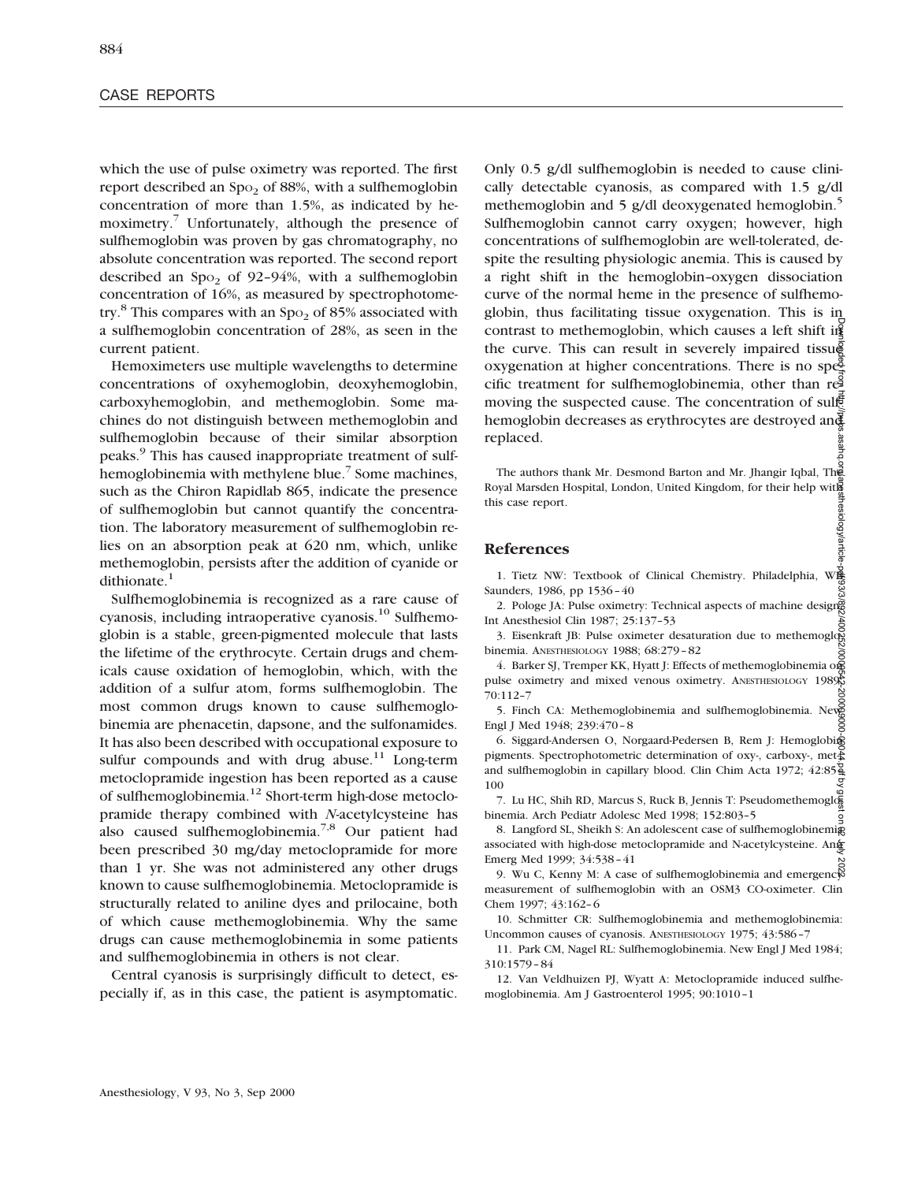which the use of pulse oximetry was reported. The first report described an $Sp_{O_2}$ of 88%, with a sulfhemoglobin concentration of more than 1.5%, as indicated by hemoximetry.[7] Unfortunately, although the presence of sulfhemoglobin was proven by gas chromatography, no absolute concentration was reported. The second report described an $Sp_{O_2}$ of 92–94%, with a sulfhemoglobin concentration of 16%, as measured by spectrophotometry.[8] This compares with an $Sp_{O_2}$ of 85% associated with a sulfhemoglobin concentration of 28%, as seen in the current patient.

Hemoximeters use multiple wavelengths to determine concentrations of oxyhemoglobin, deoxyhemoglobin, carboxyhemoglobin, and methemoglobin. Some machines do not distinguish between methemoglobin and sulfhemoglobin because of their similar absorption peaks.[9] This has caused inappropriate treatment of sulfhemoglobinemia with methylene blue.[7] Some machines, such as the Chiron Rapidlab 865, indicate the presence of sulfhemoglobin but cannot quantify the concentration. The laboratory measurement of sulfhemoglobin relies on an absorption peak at 620 nm, which, unlike methemoglobin, persists after the addition of cyanide or dithionate.[1]

Sulfhemoglobinemia is recognized as a rare cause of cyanosis, including intraoperative cyanosis.[10] Sulfhemoglobin is a stable, green-pigmented molecule that lasts the lifetime of the erythrocyte. Certain drugs and chemicals cause oxidation of hemoglobin, which, with the addition of a sulfur atom, forms sulfhemoglobin. The most common drugs known to cause sulfhemoglobinemia are phenacetin, dapsone, and the sulfonamides. It has also been described with occupational exposure to sulfur compounds and with drug abuse.[11] Long-term metoclopramide ingestion has been reported as a cause of sulfhemoglobinemia.[12] Short-term high-dose metoclopramide therapy combined with *N*-acetylcysteine has also caused sulfhemoglobinemia.[7,8] Our patient had been prescribed 30 mg/day metoclopramide for more than 1 yr. She was not administered any other drugs known to cause sulfhemoglobinemia. Metoclopramide is structurally related to aniline dyes and prilocaine, both of which cause methemoglobinemia. Why the same drugs can cause methemoglobinemia in some patients and sulfhemoglobinemia in others is not clear.

Central cyanosis is surprisingly difficult to detect, especially if, as in this case, the patient is asymptomatic. Only 0.5 g/dl sulfhemoglobin is needed to cause clinically detectable cyanosis, as compared with 1.5 g/dl methemoglobin and 5 g/dl deoxygenated hemoglobin.[5] Sulfhemoglobin cannot carry oxygen; however, high concentrations of sulfhemoglobin are well-tolerated, despite the resulting physiologic anemia. This is caused by a right shift in the hemoglobin–oxygen dissociation curve of the normal heme in the presence of sulfhemoglobin, thus facilitating tissue oxygenation. This is in contrast to methemoglobin, which causes a left shift in the curve. This can result in severely impaired tissue oxygenation at higher concentrations. There is no specific treatment for sulfhemoglobinemia, other than removing the suspected cause. The concentration of sulfhemoglobin decreases as erythrocytes are destroyed and replaced.

The authors thank Mr. Desmond Barton and Mr. Jhangir Iqbal, The Royal Marsden Hospital, London, United Kingdom, for their help with this case report.

## References

1. Tietz NW: Textbook of Clinical Chemistry. Philadelphia, WB Saunders, 1986, pp 1536–40
2. Pologe JA: Pulse oximetry: Technical aspects of machine design. Int Anesthesiol Clin 1987; 25:137–53
3. Eisenkraft JB: Pulse oximeter desaturation due to methemoglobinemia. ANESTHESIOLOGY 1988; 68:279–82
4. Barker SJ, Tremper KK, Hyatt J: Effects of methemoglobinemia on pulse oximetry and mixed venous oximetry. ANESTHESIOLOGY 1989; 70:112–7
5. Finch CA: Methemoglobinemia and sulfhemoglobinemia. New Engl J Med 1948; 239:470–8
6. Siggard-Andersen O, Norgaard-Pedersen B, Rem J: Hemoglobin pigments. Spectrophotometric determination of oxy-, carboxy-, met-, and sulfhemoglobin in capillary blood. Clin Chim Acta 1972; 42:85–100
7. Lu HC, Shih RD, Marcus S, Ruck B, Jennis T: Pseudomethemoglobinemia. Arch Pediatr Adolesc Med 1998; 152:803–5
8. Langford SL, Sheikh S: An adolescent case of sulfhemoglobinemia associated with high-dose metoclopramide and N-acetylcysteine. Ann Emerg Med 1999; 34:538–41
9. Wu C, Kenny M: A case of sulfhemoglobinemia and emergency measurement of sulfhemoglobin with an OSM3 CO-oximeter. Clin Chem 1997; 43:162–6
10. Schmitter CR: Sulfhemoglobinemia and methemoglobinemia: Uncommon causes of cyanosis. ANESTHESIOLOGY 1975; 43:586–7
11. Park CM, Nagel RL: Sulfhemoglobinemia. New Engl J Med 1984; 310:1579–84
12. Van Veldhuizen PJ, Wyatt A: Metoclopramide induced sulfhemoglobinemia. Am J Gastroenterol 1995; 90:1010–1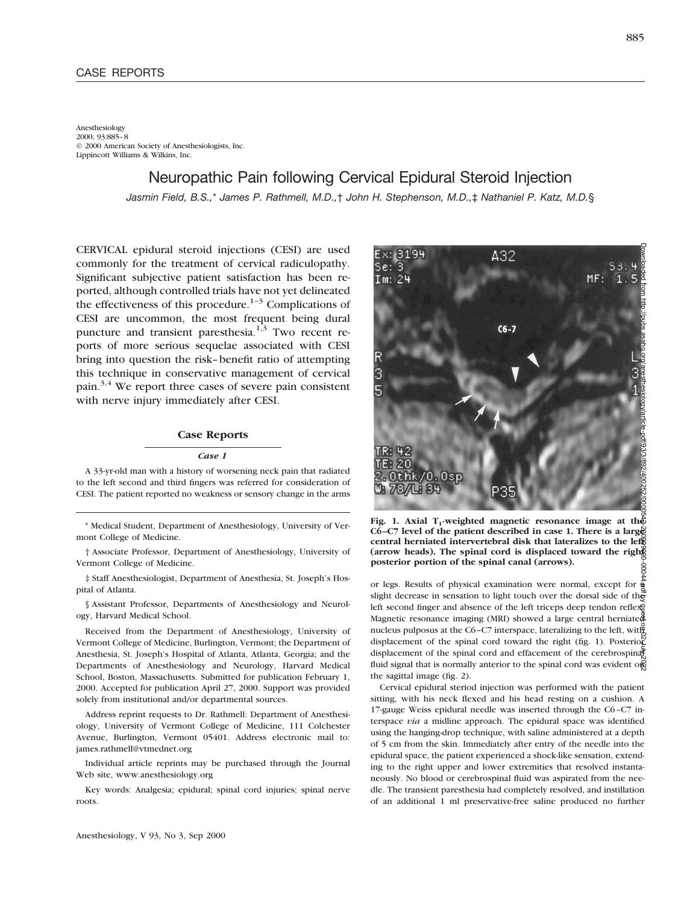CASE REPORTS

Anesthesiology
2000; 93:885–8
© 2000 American Society of Anesthesiologists, Inc.
Lippincott Williams & Wilkins, Inc.

# Neuropathic Pain following Cervical Epidural Steroid Injection

*Jasmin Field, B.S.,\* James P. Rathmell, M.D.,† John H. Stephenson, M.D.,‡ Nathaniel P. Katz, M.D.§*

CERVICAL epidural steroid injections (CESI) are used commonly for the treatment of cervical radiculopathy. Significant subjective patient satisfaction has been reported, although controlled trials have not yet delineated the effectiveness of this procedure.[1–3] Complications of CESI are uncommon, the most frequent being dural puncture and transient paresthesia.[1,3] Two recent reports of more serious sequelae associated with CESI bring into question the risk–benefit ratio of attempting this technique in conservative management of cervical pain.[3,4] We report three cases of severe pain consistent with nerve injury immediately after CESI.

## Case Reports

### *Case 1*

A 33-yr-old man with a history of worsening neck pain that radiated to the left second and third fingers was referred for consideration of CESI. The patient reported no weakness or sensory change in the arms or legs. Results of physical examination were normal, except for a slight decrease in sensation to light touch over the dorsal side of the left second finger and absence of the left triceps deep tendon reflex. Magnetic resonance imaging (MRI) showed a large central herniated nucleus pulposus at the C6–C7 interspace, lateralizing to the left, with displacement of the spinal cord toward the right (fig. 1). Posterior displacement of the spinal cord and effacement of the cerebrospinal fluid signal that is normally anterior to the spinal cord was evident on the sagittal image (fig. 2).

**Fig. 1. Axial $T_1$-weighted magnetic resonance image at the C6–C7 level of the patient described in case 1. There is a large central herniated intervertebral disk that lateralizes to the left (arrow heads). The spinal cord is displaced toward the right posterior portion of the spinal canal (arrows).**

Cervical epidural steriod injection was performed with the patient sitting, with his neck flexed and his head resting on a cushion. A 17-gauge Weiss epidural needle was inserted through the C6–C7 interspace *via* a midline approach. The epidural space was identified using the hanging-drop technique, with saline administered at a depth of 5 cm from the skin. Immediately after entry of the needle into the epidural space, the patient experienced a shock-like sensation, extending to the right upper and lower extremities that resolved instantaneously. No blood or cerebrospinal fluid was aspirated from the needle. The transient paresthesia had completely resolved, and instillation of an additional 1 ml preservative-free saline produced no further

\* Medical Student, Department of Anesthesiology, University of Vermont College of Medicine.

† Associate Professor, Department of Anesthesiology, University of Vermont College of Medicine.

‡ Staff Anesthesiologist, Department of Anesthesia, St. Joseph's Hospital of Atlanta.

§ Assistant Professor, Departments of Anesthesiology and Neurology, Harvard Medical School.

Received from the Department of Anesthesiology, University of Vermont College of Medicine, Burlington, Vermont; the Department of Anesthesia, St. Joseph's Hospital of Atlanta, Atlanta, Georgia; and the Departments of Anesthesiology and Neurology, Harvard Medical School, Boston, Massachusetts. Submitted for publication February 1, 2000. Accepted for publication April 27, 2000. Support was provided solely from institutional and/or departmental sources.

Address reprint requests to Dr. Rathmell: Department of Anesthesiology, University of Vermont College of Medicine, 111 Colchester Avenue, Burlington, Vermont 05401. Address electronic mail to: james.rathmell@vtmednet.org

Individual article reprints may be purchased through the Journal Web site, www.anesthesiology.org

Key words: Analgesia; epidural; spinal cord injuries; spinal nerve roots.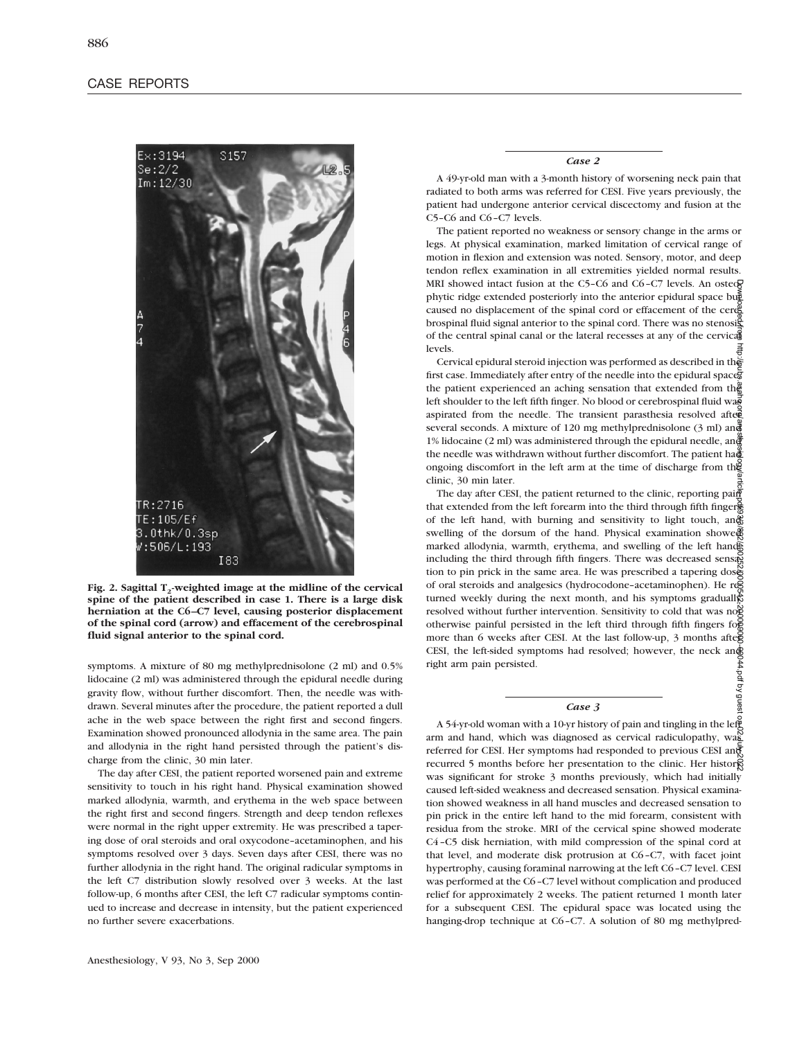Fig. 2. Sagittal $T_2$-weighted image at the midline of the cervical spine of the patient described in case 1. There is a large disk herniation at the C6–C7 level, causing posterior displacement of the spinal cord (arrow) and effacement of the cerebrospinal fluid signal anterior to the spinal cord.

symptoms. A mixture of 80 mg methylprednisolone (2 ml) and 0.5% lidocaine (2 ml) was administered through the epidural needle during gravity flow, without further discomfort. Then, the needle was withdrawn. Several minutes after the procedure, the patient reported a dull ache in the web space between the right first and second fingers. Examination showed pronounced allodynia in the same area. The pain and allodynia in the right hand persisted through the patient's discharge from the clinic, 30 min later.

The day after CESI, the patient reported worsened pain and extreme sensitivity to touch in his right hand. Physical examination showed marked allodynia, warmth, and erythema in the web space between the right first and second fingers. Strength and deep tendon reflexes were normal in the right upper extremity. He was prescribed a tapering dose of oral steroids and oral oxycodone–acetaminophen, and his symptoms resolved over 3 days. Seven days after CESI, there was no further allodynia in the right hand. The original radicular symptoms in the left C7 distribution slowly resolved over 3 weeks. At the last follow-up, 6 months after CESI, the left C7 radicular symptoms continued to increase and decrease in intensity, but the patient experienced no further severe exacerbations.

### *Case 2*

A 49-yr-old man with a 3-month history of worsening neck pain that radiated to both arms was referred for CESI. Five years previously, the patient had undergone anterior cervical discectomy and fusion at the C5–C6 and C6–C7 levels.

The patient reported no weakness or sensory change in the arms or legs. At physical examination, marked limitation of cervical range of motion in flexion and extension was noted. Sensory, motor, and deep tendon reflex examination in all extremities yielded normal results. MRI showed intact fusion at the C5–C6 and C6–C7 levels. An osteophytic ridge extended posteriorly into the anterior epidural space but caused no displacement of the spinal cord or effacement of the cerebrospinal fluid signal anterior to the spinal cord. There was no stenosis of the central spinal canal or the lateral recesses at any of the cervical levels.

Cervical epidural steroid injection was performed as described in the first case. Immediately after entry of the needle into the epidural space, the patient experienced an aching sensation that extended from the left shoulder to the left fifth finger. No blood or cerebrospinal fluid was aspirated from the needle. The transient parasthesia resolved after several seconds. A mixture of 120 mg methylprednisolone (3 ml) and 1% lidocaine (2 ml) was administered through the epidural needle, and the needle was withdrawn without further discomfort. The patient had ongoing discomfort in the left arm at the time of discharge from the clinic, 30 min later.

The day after CESI, the patient returned to the clinic, reporting pain that extended from the left forearm into the third through fifth fingers of the left hand, with burning and sensitivity to light touch, and swelling of the dorsum of the hand. Physical examination showed marked allodynia, warmth, erythema, and swelling of the left hand, including the third through fifth fingers. There was decreased sensation to pin prick in the same area. He was prescribed a tapering dose of oral steroids and analgesics (hydrocodone–acetaminophen). He returned weekly during the next month, and his symptoms gradually resolved without further intervention. Sensitivity to cold that was not otherwise painful persisted in the left third through fifth fingers for more than 6 weeks after CESI. At the last follow-up, 3 months after CESI, the left-sided symptoms had resolved; however, the neck and right arm pain persisted.

### *Case 3*

A 54-yr-old woman with a 10-yr history of pain and tingling in the left arm and hand, which was diagnosed as cervical radiculopathy, was referred for CESI. Her symptoms had responded to previous CESI and recurred 5 months before her presentation to the clinic. Her history was significant for stroke 3 months previously, which had initially caused left-sided weakness and decreased sensation. Physical examination showed weakness in all hand muscles and decreased sensation to pin prick in the entire left hand to the mid forearm, consistent with residua from the stroke. MRI of the cervical spine showed moderate C4–C5 disk herniation, with mild compression of the spinal cord at that level, and moderate disk protrusion at C6–C7, with facet joint hypertrophy, causing foraminal narrowing at the left C6–C7 level. CESI was performed at the C6–C7 level without complication and produced relief for approximately 2 weeks. The patient returned 1 month later for a subsequent CESI. The epidural space was located using the hanging-drop technique at C6–C7. A solution of 80 mg methylpred-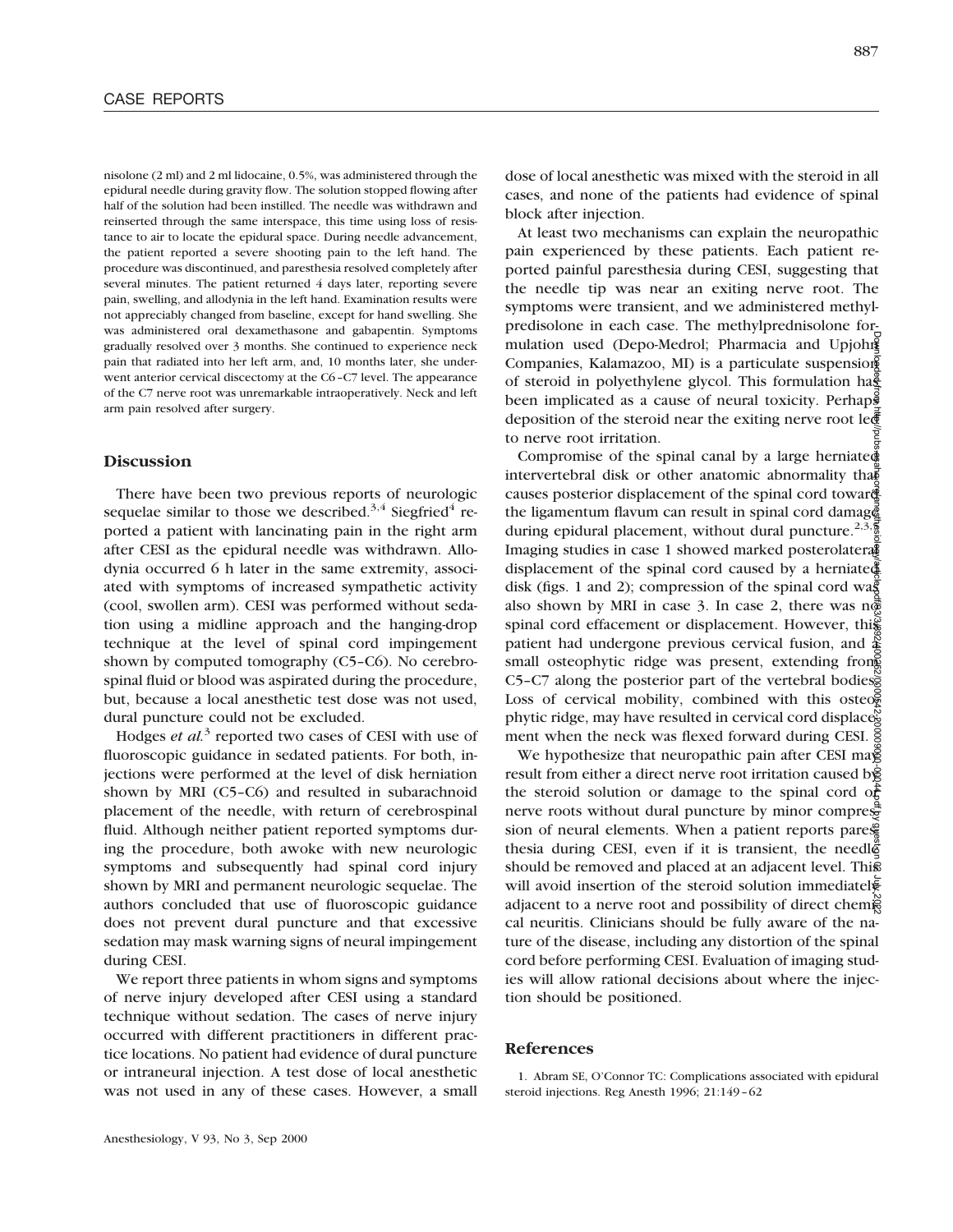nisolone (2 ml) and 2 ml lidocaine, 0.5%, was administered through the epidural needle during gravity flow. The solution stopped flowing after half of the solution had been instilled. The needle was withdrawn and reinserted through the same interspace, this time using loss of resistance to air to locate the epidural space. During needle advancement, the patient reported a severe shooting pain to the left hand. The procedure was discontinued, and paresthesia resolved completely after several minutes. The patient returned 4 days later, reporting severe pain, swelling, and allodynia in the left hand. Examination results were not appreciably changed from baseline, except for hand swelling. She was administered oral dexamethasone and gabapentin. Symptoms gradually resolved over 3 months. She continued to experience neck pain that radiated into her left arm, and, 10 months later, she underwent anterior cervical discectomy at the C6–C7 level. The appearance of the C7 nerve root was unremarkable intraoperatively. Neck and left arm pain resolved after surgery.

## Discussion

There have been two previous reports of neurologic sequelae similar to those we described.[3,4] Siegfried[4] reported a patient with lancinating pain in the right arm after CESI as the epidural needle was withdrawn. Allodynia occurred 6 h later in the same extremity, associated with symptoms of increased sympathetic activity (cool, swollen arm). CESI was performed without sedation using a midline approach and the hanging-drop technique at the level of spinal cord impingement shown by computed tomography (C5–C6). No cerebrospinal fluid or blood was aspirated during the procedure, but, because a local anesthetic test dose was not used, dural puncture could not be excluded.

Hodges *et al.*[3] reported two cases of CESI with use of fluoroscopic guidance in sedated patients. For both, injections were performed at the level of disk herniation shown by MRI (C5–C6) and resulted in subarachnoid placement of the needle, with return of cerebrospinal fluid. Although neither patient reported symptoms during the procedure, both awoke with new neurologic symptoms and subsequently had spinal cord injury shown by MRI and permanent neurologic sequelae. The authors concluded that use of fluoroscopic guidance does not prevent dural puncture and that excessive sedation may mask warning signs of neural impingement during CESI.

We report three patients in whom signs and symptoms of nerve injury developed after CESI using a standard technique without sedation. The cases of nerve injury occurred with different practitioners in different practice locations. No patient had evidence of dural puncture or intraneural injection. A test dose of local anesthetic was not used in any of these cases. However, a small dose of local anesthetic was mixed with the steroid in all cases, and none of the patients had evidence of spinal block after injection.

At least two mechanisms can explain the neuropathic pain experienced by these patients. Each patient reported painful paresthesia during CESI, suggesting that the needle tip was near an exiting nerve root. The symptoms were transient, and we administered methylprednisolone in each case. The methylprednisolone formulation used (Depo-Medrol; Pharmacia and Upjohn Companies, Kalamazoo, MI) is a particulate suspension of steroid in polyethylene glycol. This formulation has been implicated as a cause of neural toxicity. Perhaps deposition of the steroid near the exiting nerve root led to nerve root irritation.

Compromise of the spinal canal by a large herniated intervertebral disk or other anatomic abnormality that causes posterior displacement of the spinal cord toward the ligamentum flavum can result in spinal cord damage during epidural placement, without dural puncture.[2,3,4] Imaging studies in case 1 showed marked posterolateral displacement of the spinal cord caused by a herniated disk (figs. 1 and 2); compression of the spinal cord was also shown by MRI in case 3. In case 2, there was no spinal cord effacement or displacement. However, this patient had undergone previous cervical fusion, and a small osteophytic ridge was present, extending from C5–C7 along the posterior part of the vertebral bodies. Loss of cervical mobility, combined with this osteophytic ridge, may have resulted in cervical cord displacement when the neck was flexed forward during CESI.

We hypothesize that neuropathic pain after CESI may result from either a direct nerve root irritation caused by the steroid solution or damage to the spinal cord or nerve roots without dural puncture by minor compression of neural elements. When a patient reports paresthesia during CESI, even if it is transient, the needle should be removed and placed at an adjacent level. This will avoid insertion of the steroid solution immediately adjacent to a nerve root and possibility of direct chemical neuritis. Clinicians should be fully aware of the nature of the disease, including any distortion of the spinal cord before performing CESI. Evaluation of imaging studies will allow rational decisions about where the injection should be positioned.

## References

1. Abram SE, O'Connor TC: Complications associated with epidural steroid injections. Reg Anesth 1996; 21:149–62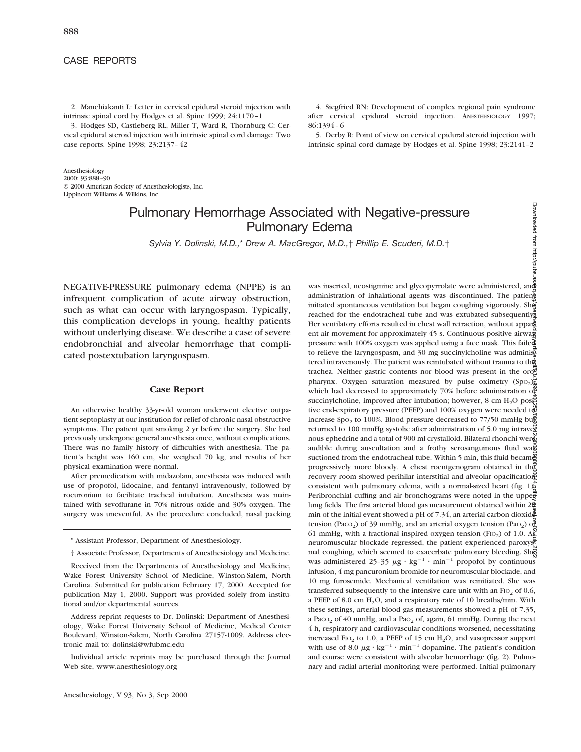2. Manchiakanti L: Letter in cervical epidural steroid injection with intrinsic spinal cord by Hodges et al. Spine 1999; 24:1170–1

3. Hodges SD, Castleberg RL, Miller T, Ward R, Thornburg C: Cervical epidural steroid injection with intrinsic spinal cord damage: Two case reports. Spine 1998; 23:2137–42

4. Siegfried RN: Development of complex regional pain syndrome after cervical epidural steroid injection. ANESTHESIOLOGY 1997; 86:1394–6

5. Derby R: Point of view on cervical epidural steroid injection with intrinsic spinal cord damage by Hodges et al. Spine 1998; 23:2141–2

Anesthesiology
2000; 93:888–90
© 2000 American Society of Anesthesiologists, Inc.
Lippincott Williams & Wilkins, Inc.

# Pulmonary Hemorrhage Associated with Negative-pressure Pulmonary Edema

*Sylvia Y. Dolinski, M.D.,\* Drew A. MacGregor, M.D.,† Phillip E. Scuderi, M.D.†*

NEGATIVE-PRESSURE pulmonary edema (NPPE) is an infrequent complication of acute airway obstruction, such as what can occur with laryngospasm. Typically, this complication develops in young, healthy patients without underlying disease. We describe a case of severe endobronchial and alveolar hemorrhage that complicated postextubation laryngospasm.

## Case Report

An otherwise healthy 33-yr-old woman underwent elective outpatient septoplasty at our institution for relief of chronic nasal obstructive symptoms. The patient quit smoking 2 yr before the surgery. She had previously undergone general anesthesia once, without complications. There was no family history of difficulties with anesthesia. The patient's height was 160 cm, she weighed 70 kg, and results of her physical examination were normal.

After premedication with midazolam, anesthesia was induced with use of propofol, lidocaine, and fentanyl intravenously, followed by rocuronium to facilitate tracheal intubation. Anesthesia was maintained with sevoflurane in 70% nitrous oxide and 30% oxygen. The surgery was uneventful. As the procedure concluded, nasal packing was inserted, neostigmine and glycopyrrolate were administered, and administration of inhalational agents was discontinued. The patient initiated spontaneous ventilation but began coughing vigorously. She reached for the endotracheal tube and was extubated subsequently. Her ventilatory efforts resulted in chest wall retraction, without apparent air movement for approximately 45 s. Continuous positive airway pressure with 100% oxygen was applied using a face mask. This failed to relieve the laryngospasm, and 30 mg succinylcholine was administered intravenously. The patient was reintubated without trauma to the trachea. Neither gastric contents nor blood was present in the oropharynx. Oxygen saturation measured by pulse oximetry ($Sp_{O_2}$), which had decreased to approximately 70% before administration of succinylcholine, improved after intubation; however, 8 cm $H_2O$ positive end-expiratory pressure (PEEP) and 100% oxygen were needed to increase $Sp_{O_2}$ to 100%. Blood pressure decreased to 77/50 mmHg but returned to 100 mmHg systolic after administration of 5.0 mg intravenous ephedrine and a total of 900 ml crystalloid. Bilateral rhonchi were audible during auscultation and a frothy serosanguinous fluid was suctioned from the endotracheal tube. Within 5 min, this fluid became progressively more bloody. A chest roentgenogram obtained in the recovery room showed perihilar interstitial and alveolar opacification consistent with pulmonary edema, with a normal-sized heart (fig. 1). Peribronchial cuffing and air bronchograms were noted in the upper lung fields. The first arterial blood gas measurement obtained within 20 min of the initial event showed a pH of 7.34, an arterial carbon dioxide tension ($Pa_{CO_2}$) of 39 mmHg, and an arterial oxygen tension ($Pa_{O_2}$) of 61 mmHg, with a fractional inspired oxygen tension ($F_{IO_2}$) of 1.0. As neuromuscular blockade regressed, the patient experienced paroxysmal coughing, which seemed to exacerbate pulmonary bleeding. She was administered 25–35 $\mu g \cdot kg^{-1} \cdot min^{-1}$ propofol by continuous infusion, 4 mg pancuronium bromide for neuromuscular blockade, and 10 mg furosemide. Mechanical ventilation was reinitiated. She was transferred subsequently to the intensive care unit with an $F_{IO_2}$ of 0.6, a PEEP of 8.0 cm $H_2O$, and a respiratory rate of 10 breaths/min. With these settings, arterial blood gas measurements showed a pH of 7.35, a $Pa_{CO_2}$ of 40 mmHg, and a $Pa_{O_2}$ of, again, 61 mmHg. During the next 4 h, respiratory and cardiovascular conditions worsened, necessitating increased $F_{IO_2}$ to 1.0, a PEEP of 15 cm $H_2O$, and vasopressor support with use of 8.0 $\mu g \cdot kg^{-1} \cdot min^{-1}$ dopamine. The patient's condition and course were consistent with alveolar hemorrhage (fig. 2). Pulmonary and radial arterial monitoring were performed. Initial pulmonary

\* Assistant Professor, Department of Anesthesiology.

† Associate Professor, Departments of Anesthesiology and Medicine.

Received from the Departments of Anesthesiology and Medicine, Wake Forest University School of Medicine, Winston-Salem, North Carolina. Submitted for publication February 17, 2000. Accepted for publication May 1, 2000. Support was provided solely from institutional and/or departmental sources.

Address reprint requests to Dr. Dolinski: Department of Anesthesiology, Wake Forest University School of Medicine, Medical Center Boulevard, Winston-Salem, North Carolina 27157-1009. Address electronic mail to: dolinski@wfubmc.edu

Individual article reprints may be purchased through the Journal Web site, www.anesthesiology.org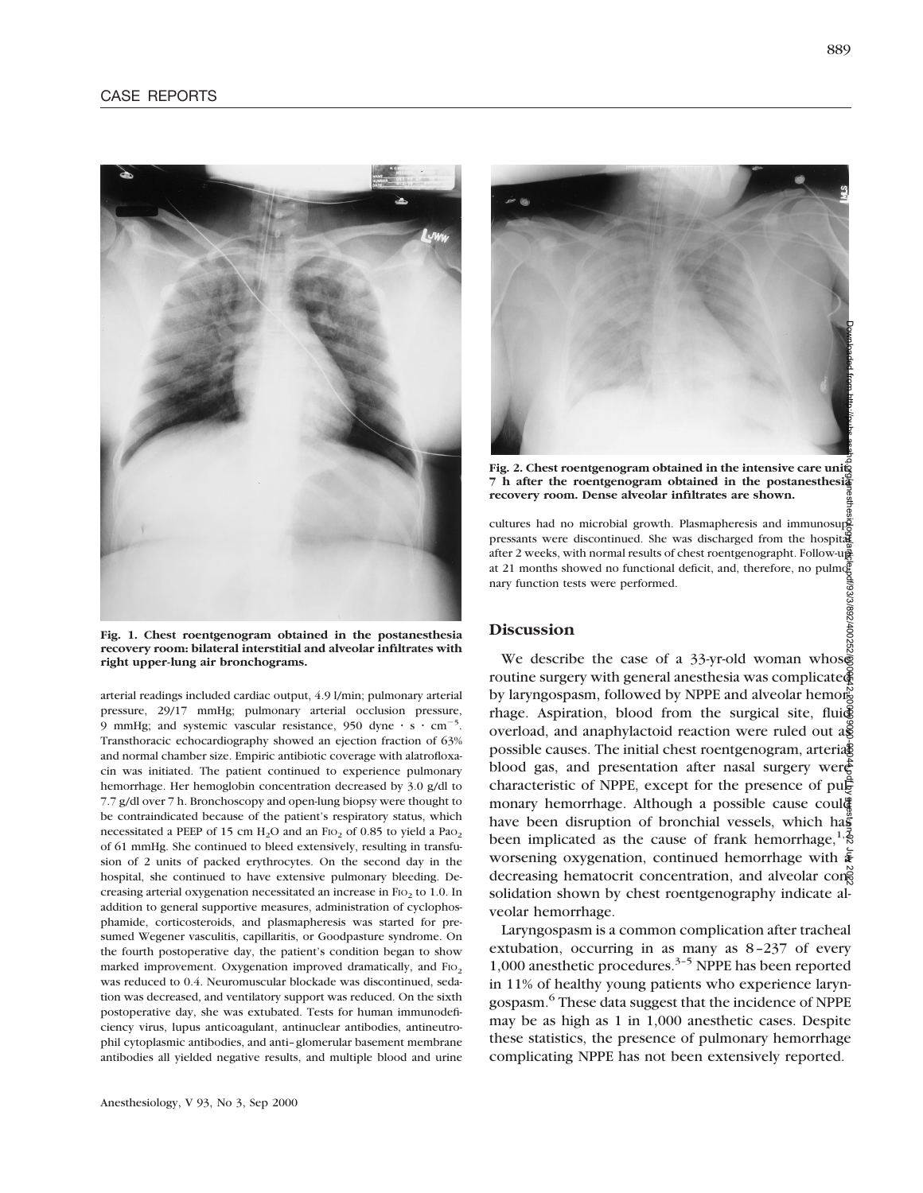Fig. 1. Chest roentgenogram obtained in the postanesthesia recovery room: bilateral interstitial and alveolar infiltrates with right upper-lung air bronchograms.

arterial readings included cardiac output, 4.9 l/min; pulmonary arterial pressure, 29/17 mmHg; pulmonary arterial occlusion pressure, 9 mmHg; and systemic vascular resistance, 950 dyne · s · $cm^{-5}$. Transthoracic echocardiography showed an ejection fraction of 63% and normal chamber size. Empiric antibiotic coverage with alatrofloxacin was initiated. The patient continued to experience pulmonary hemorrhage. Her hemoglobin concentration decreased by 3.0 g/dl to 7.7 g/dl over 7 h. Bronchoscopy and open-lung biopsy were thought to be contraindicated because of the patient's respiratory status, which necessitated a PEEP of 15 cm $H_2O$ and an $F_{IO_2}$ of 0.85 to yield a $Pa_{O_2}$ of 61 mmHg. She continued to bleed extensively, resulting in transfusion of 2 units of packed erythrocytes. On the second day in the hospital, she continued to have extensive pulmonary bleeding. Decreasing arterial oxygenation necessitated an increase in $F_{IO_2}$ to 1.0. In addition to general supportive measures, administration of cyclophosphamide, corticosteroids, and plasmapheresis was started for presumed Wegener vasculitis, capillaritis, or Goodpasture syndrome. On the fourth postoperative day, the patient's condition began to show marked improvement. Oxygenation improved dramatically, and $F_{IO_2}$ was reduced to 0.4. Neuromuscular blockade was discontinued, sedation was decreased, and ventilatory support was reduced. On the sixth postoperative day, she was extubated. Tests for human immunodeficiency virus, lupus anticoagulant, antinuclear antibodies, antineutrophil cytoplasmic antibodies, and anti–glomerular basement membrane antibodies all yielded negative results, and multiple blood and urine cultures had no microbial growth. Plasmapheresis and immunosuppressants were discontinued. She was discharged from the hospital after 2 weeks, with normal results of chest roentgenographt. Follow-up at 21 months showed no functional deficit, and, therefore, no pulmonary function tests were performed.

Fig. 2. Chest roentgenogram obtained in the intensive care unit 7 h after the roentgenogram obtained in the postanesthesia recovery room. Dense alveolar infiltrates are shown.

## Discussion

We describe the case of a 33-yr-old woman whose routine surgery with general anesthesia was complicated by laryngospasm, followed by NPPE and alveolar hemorrhage. Aspiration, blood from the surgical site, fluid overload, and anaphylactoid reaction were ruled out as possible causes. The initial chest roentgenogram, arterial blood gas, and presentation after nasal surgery were characteristic of NPPE, except for the presence of pulmonary hemorrhage. Although a possible cause could have been disruption of bronchial vessels, which has been implicated as the cause of frank hemorrhage,[1,2] worsening oxygenation, continued hemorrhage with a decreasing hematocrit concentration, and alveolar consolidation shown by chest roentgenography indicate alveolar hemorrhage.

Laryngospasm is a common complication after tracheal extubation, occurring in as many as 8–237 of every 1,000 anesthetic procedures.[3–5] NPPE has been reported in 11% of healthy young patients who experience laryngospasm.[6] These data suggest that the incidence of NPPE may be as high as 1 in 1,000 anesthetic cases. Despite these statistics, the presence of pulmonary hemorrhage complicating NPPE has not been extensively reported.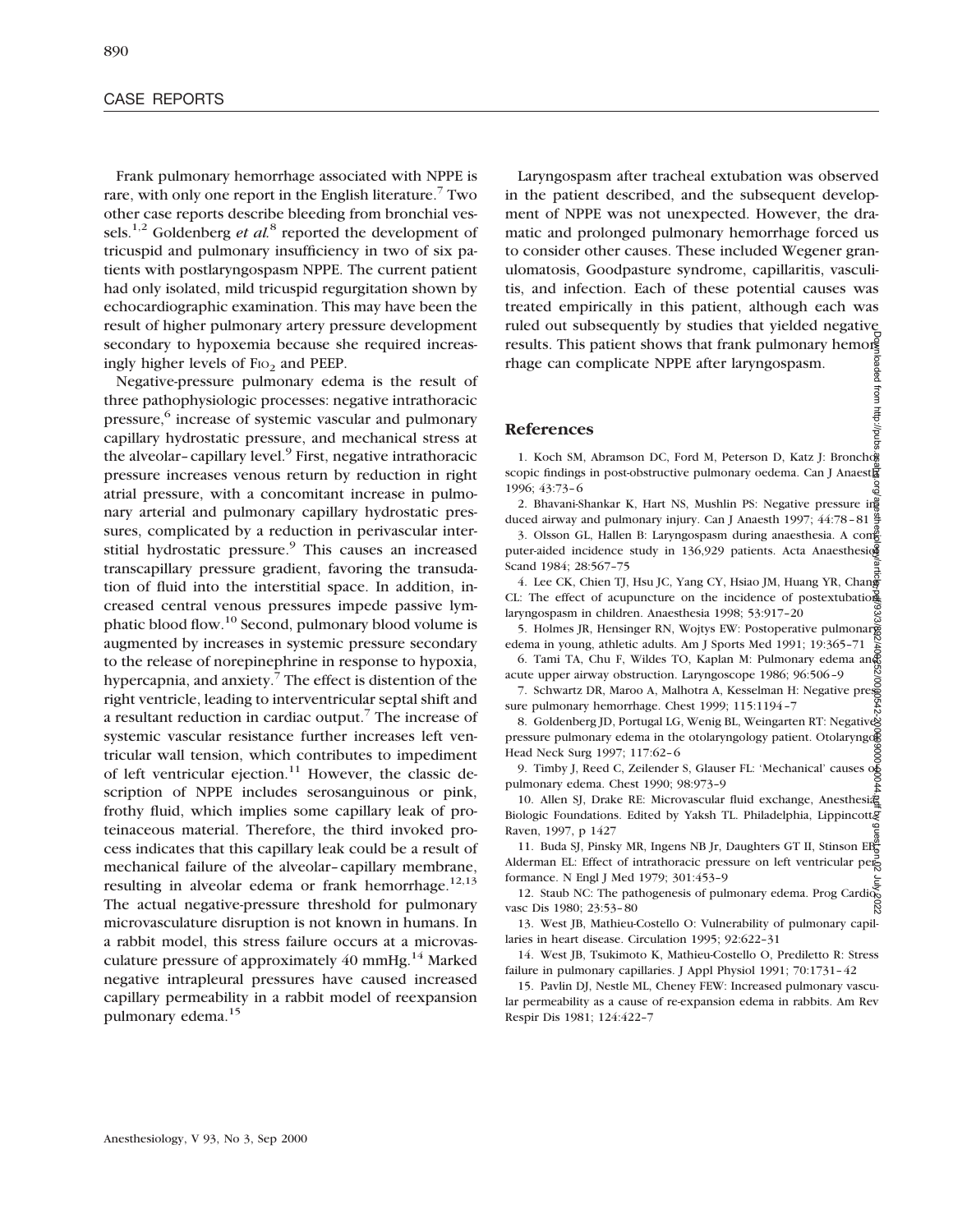Frank pulmonary hemorrhage associated with NPPE is rare, with only one report in the English literature.[7] Two other case reports describe bleeding from bronchial vessels.[1,2] Goldenberg *et al.*[8] reported the development of tricuspid and pulmonary insufficiency in two of six patients with postlaryngospasm NPPE. The current patient had only isolated, mild tricuspid regurgitation shown by echocardiographic examination. This may have been the result of higher pulmonary artery pressure development secondary to hypoxemia because she required increasingly higher levels of $F_{IO_2}$ and PEEP.

Negative-pressure pulmonary edema is the result of three pathophysiologic processes: negative intrathoracic pressure,[6] increase of systemic vascular and pulmonary capillary hydrostatic pressure, and mechanical stress at the alveolar–capillary level.[9] First, negative intrathoracic pressure increases venous return by reduction in right atrial pressure, with a concomitant increase in pulmonary arterial and pulmonary capillary hydrostatic pressures, complicated by a reduction in perivascular interstitial hydrostatic pressure.[9] This causes an increased transcapillary pressure gradient, favoring the transudation of fluid into the interstitial space. In addition, increased central venous pressures impede passive lymphatic blood flow.[10] Second, pulmonary blood volume is augmented by increases in systemic pressure secondary to the release of norepinephrine in response to hypoxia, hypercapnia, and anxiety.[7] The effect is distention of the right ventricle, leading to interventricular septal shift and a resultant reduction in cardiac output.[7] The increase of systemic vascular resistance further increases left ventricular wall tension, which contributes to impediment of left ventricular ejection.[11] However, the classic description of NPPE includes serosanguinous or pink, frothy fluid, which implies some capillary leak of proteinaceous material. Therefore, the third invoked process indicates that this capillary leak could be a result of mechanical failure of the alveolar–capillary membrane, resulting in alveolar edema or frank hemorrhage.[12,13] The actual negative-pressure threshold for pulmonary microvasculature disruption is not known in humans. In a rabbit model, this stress failure occurs at a microvasculature pressure of approximately 40 mmHg.[14] Marked negative intrapleural pressures have caused increased capillary permeability in a rabbit model of reexpansion pulmonary edema.[15]

Laryngospasm after tracheal extubation was observed in the patient described, and the subsequent development of NPPE was not unexpected. However, the dramatic and prolonged pulmonary hemorrhage forced us to consider other causes. These included Wegener granulomatosis, Goodpasture syndrome, capillaritis, vasculitis, and infection. Each of these potential causes was treated empirically in this patient, although each was ruled out subsequently by studies that yielded negative results. This patient shows that frank pulmonary hemorrhage can complicate NPPE after laryngospasm.

## References

1. Koch SM, Abramson DC, Ford M, Peterson D, Katz J: Bronchoscopic findings in post-obstructive pulmonary oedema. Can J Anaesth 1996; 43:73–6
2. Bhavani-Shankar K, Hart NS, Mushlin PS: Negative pressure induced airway and pulmonary injury. Can J Anaesth 1997; 44:78–81
3. Olsson GL, Hallen B: Laryngospasm during anaesthesia. A computer-aided incidence study in 136,929 patients. Acta Anaesthesiol Scand 1984; 28:567–75
4. Lee CK, Chien TJ, Hsu JC, Yang CY, Hsiao JM, Huang YR, Chang CL: The effect of acupuncture on the incidence of postextubation laryngospasm in children. Anaesthesia 1998; 53:917–20
5. Holmes JR, Hensinger RN, Wojtys EW: Postoperative pulmonary edema in young, athletic adults. Am J Sports Med 1991; 19:365–71
6. Tami TA, Chu F, Wildes TO, Kaplan M: Pulmonary edema and acute upper airway obstruction. Laryngoscope 1986; 96:506–9
7. Schwartz DR, Maroo A, Malhotra A, Kesselman H: Negative pressure pulmonary hemorrhage. Chest 1999; 115:1194–7
8. Goldenberg JD, Portugal LG, Wenig BL, Weingarten RT: Negative-pressure pulmonary edema in the otolaryngology patient. Otolaryngol Head Neck Surg 1997; 117:62–6
9. Timby J, Reed C, Zeilender S, Glauser FL: 'Mechanical' causes of pulmonary edema. Chest 1990; 98:973–9
10. Allen SJ, Drake RE: Microvascular fluid exchange, Anesthesia: Biologic Foundations. Edited by Yaksh TL. Philadelphia, Lippincott-Raven, 1997, p 1427
11. Buda SJ, Pinsky MR, Ingens NB Jr, Daughters GT II, Stinson EB, Alderman EL: Effect of intrathoracic pressure on left ventricular performance. N Engl J Med 1979; 301:453–9
12. Staub NC: The pathogenesis of pulmonary edema. Prog Cardiovasc Dis 1980; 23:53–80
13. West JB, Mathieu-Costello O: Vulnerability of pulmonary capillaries in heart disease. Circulation 1995; 92:622–31
14. West JB, Tsukimoto K, Mathieu-Costello O, Prediletto R: Stress failure in pulmonary capillaries. J Appl Physiol 1991; 70:1731–42
15. Pavlin DJ, Nestle ML, Cheney FEW: Increased pulmonary vascular permeability as a cause of re-expansion edema in rabbits. Am Rev Respir Dis 1981; 124:422–7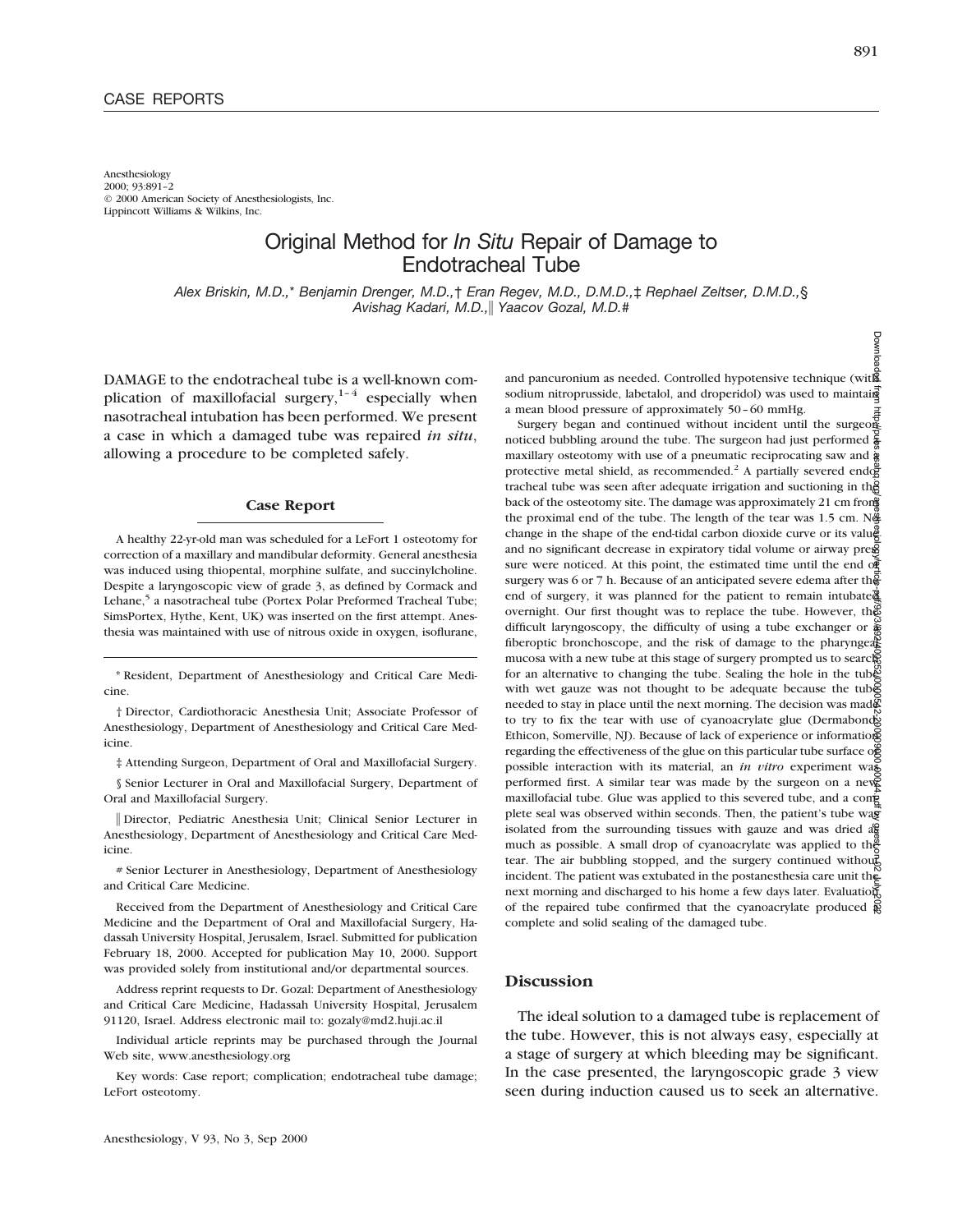CASE REPORTS

Anesthesiology
2000; 93:891–2
© 2000 American Society of Anesthesiologists, Inc.
Lippincott Williams & Wilkins, Inc.

# Original Method for *In Situ* Repair of Damage to Endotracheal Tube

*Alex Briskin, M.D.,\* Benjamin Drenger, M.D.,† Eran Regev, M.D., D.M.D.,‡ Rephael Zeltser, D.M.D.,§ Avishag Kadari, M.D.,‖ Yaacov Gozal, M.D.#*

DAMAGE to the endotracheal tube is a well-known complication of maxillofacial surgery,[1–4] especially when nasotracheal intubation has been performed. We present a case in which a damaged tube was repaired *in situ*, allowing a procedure to be completed safely.

## Case Report

A healthy 22-yr-old man was scheduled for a LeFort 1 osteotomy for correction of a maxillary and mandibular deformity. General anesthesia was induced using thiopental, morphine sulfate, and succinylcholine. Despite a laryngoscopic view of grade 3, as defined by Cormack and Lehane,[5] a nasotracheal tube (Portex Polar Preformed Tracheal Tube; SimsPortex, Hythe, Kent, UK) was inserted on the first attempt. Anesthesia was maintained with use of nitrous oxide in oxygen, isoflurane, and pancuronium as needed. Controlled hypotensive technique (with sodium nitroprusside, labetalol, and droperidol) was used to maintain a mean blood pressure of approximately 50–60 mmHg.

Surgery began and continued without incident until the surgeon noticed bubbling around the tube. The surgeon had just performed a maxillary osteotomy with use of a pneumatic reciprocating saw and a protective metal shield, as recommended.[2] A partially severed endotracheal tube was seen after adequate irrigation and suctioning in the back of the osteotomy site. The damage was approximately 21 cm from the proximal end of the tube. The length of the tear was 1.5 cm. No change in the shape of the end-tidal carbon dioxide curve or its value and no significant decrease in expiratory tidal volume or airway pressure were noticed. At this point, the estimated time until the end of surgery was 6 or 7 h. Because of an anticipated severe edema after the end of surgery, it was planned for the patient to remain intubated overnight. Our first thought was to replace the tube. However, the difficult laryngoscopy, the difficulty of using a tube exchanger or a fiberoptic bronchoscope, and the risk of damage to the pharyngeal mucosa with a new tube at this stage of surgery prompted us to search for an alternative to changing the tube. Sealing the hole in the tube with wet gauze was not thought to be adequate because the tube needed to stay in place until the next morning. The decision was made to try to fix the tear with use of cyanoacrylate glue (Dermabond; Ethicon, Somerville, NJ). Because of lack of experience or information regarding the effectiveness of the glue on this particular tube surface or possible interaction with its material, an *in vitro* experiment was performed first. A similar tear was made by the surgeon on a new maxillofacial tube. Glue was applied to this severed tube, and a complete seal was observed within seconds. Then, the patient's tube was isolated from the surrounding tissues with gauze and was dried as much as possible. A small drop of cyanoacrylate was applied to the tear. The air bubbling stopped, and the surgery continued without incident. The patient was extubated in the postanesthesia care unit the next morning and discharged to his home a few days later. Evaluation of the repaired tube confirmed that the cyanoacrylate produced a complete and solid sealing of the damaged tube.

## Discussion

The ideal solution to a damaged tube is replacement of the tube. However, this is not always easy, especially at a stage of surgery at which bleeding may be significant. In the case presented, the laryngoscopic grade 3 view seen during induction caused us to seek an alternative.

---

\* Resident, Department of Anesthesiology and Critical Care Medicine.

† Director, Cardiothoracic Anesthesia Unit; Associate Professor of Anesthesiology, Department of Anesthesiology and Critical Care Medicine.

‡ Attending Surgeon, Department of Oral and Maxillofacial Surgery.

§ Senior Lecturer in Oral and Maxillofacial Surgery, Department of Oral and Maxillofacial Surgery.

‖ Director, Pediatric Anesthesia Unit; Clinical Senior Lecturer in Anesthesiology, Department of Anesthesiology and Critical Care Medicine.

\# Senior Lecturer in Anesthesiology, Department of Anesthesiology and Critical Care Medicine.

Received from the Department of Anesthesiology and Critical Care Medicine and the Department of Oral and Maxillofacial Surgery, Hadassah University Hospital, Jerusalem, Israel. Submitted for publication February 18, 2000. Accepted for publication May 10, 2000. Support was provided solely from institutional and/or departmental sources.

Address reprint requests to Dr. Gozal: Department of Anesthesiology and Critical Care Medicine, Hadassah University Hospital, Jerusalem 91120, Israel. Address electronic mail to: gozaly@md2.huji.ac.il

Individual article reprints may be purchased through the Journal Web site, www.anesthesiology.org

Key words: Case report; complication; endotracheal tube damage; LeFort osteotomy.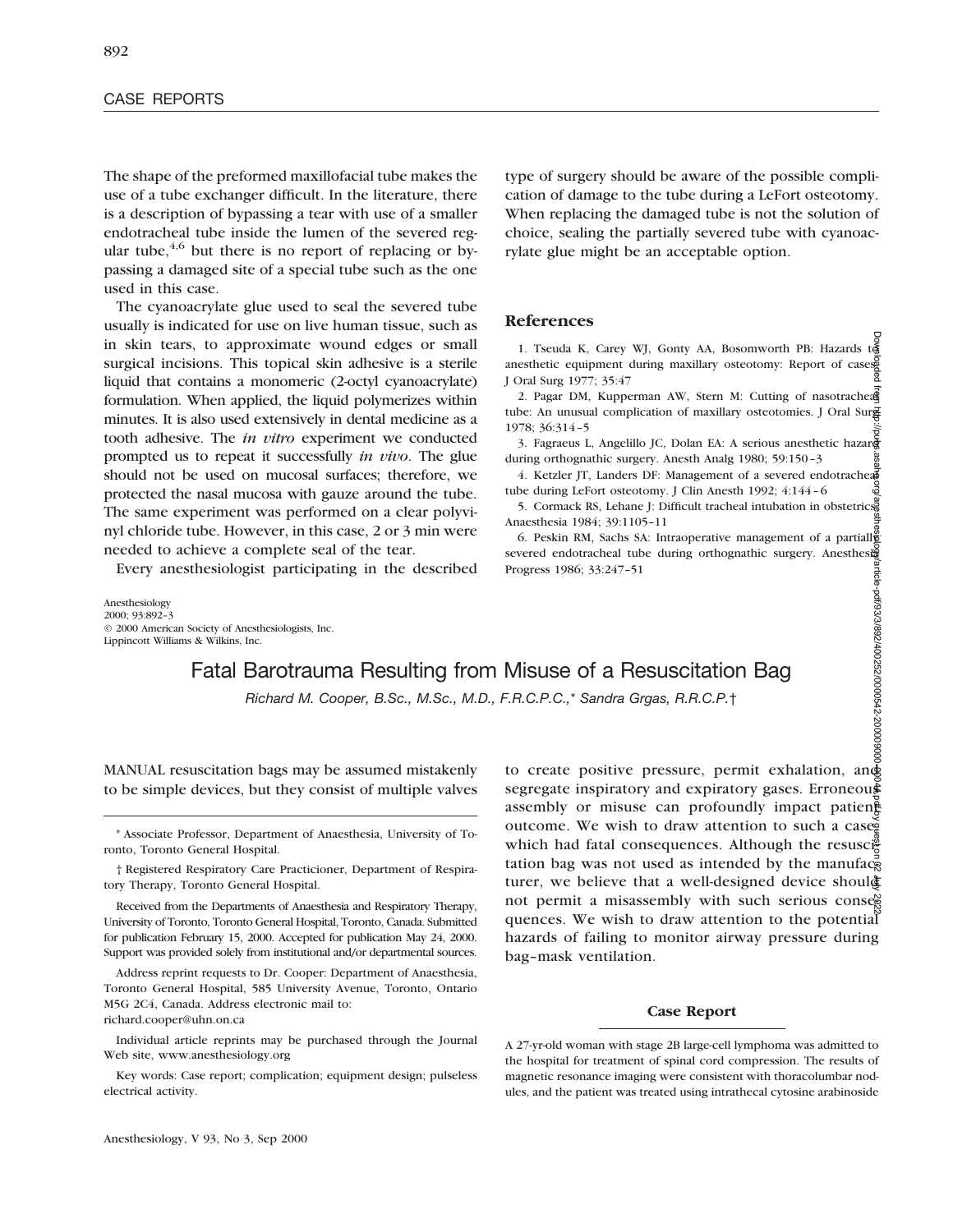The shape of the preformed maxillofacial tube makes the use of a tube exchanger difficult. In the literature, there is a description of bypassing a tear with use of a smaller endotracheal tube inside the lumen of the severed regular tube,[4,6] but there is no report of replacing or bypassing a damaged site of a special tube such as the one used in this case.

The cyanoacrylate glue used to seal the severed tube usually is indicated for use on live human tissue, such as in skin tears, to approximate wound edges or small surgical incisions. This topical skin adhesive is a sterile liquid that contains a monomeric (2-octyl cyanoacrylate) formulation. When applied, the liquid polymerizes within minutes. It is also used extensively in dental medicine as a tooth adhesive. The *in vitro* experiment we conducted prompted us to repeat it successfully *in vivo*. The glue should not be used on mucosal surfaces; therefore, we protected the nasal mucosa with gauze around the tube. The same experiment was performed on a clear polyvinyl chloride tube. However, in this case, 2 or 3 min were needed to achieve a complete seal of the tear.

Every anesthesiologist participating in the described type of surgery should be aware of the possible complication of damage to the tube during a LeFort osteotomy. When replacing the damaged tube is not the solution of choice, sealing the partially severed tube with cyanoacrylate glue might be an acceptable option.

## References

1. Tseuda K, Carey WJ, Gonty AA, Bosomworth PB: Hazards to anesthetic equipment during maxillary osteotomy: Report of cases. J Oral Surg 1977; 35:47
2. Pagar DM, Kupperman AW, Stern M: Cutting of nasotracheal tube: An unusual complication of maxillary osteotomies. J Oral Surg 1978; 36:314–5
3. Fagraeus L, Angelillo JC, Dolan EA: A serious anesthetic hazard during orthognathic surgery. Anesth Analg 1980; 59:150–3
4. Ketzler JT, Landers DF: Management of a severed endotracheal tube during LeFort osteotomy. J Clin Anesth 1992; 4:144–6
5. Cormack RS, Lehane J: Difficult tracheal intubation in obstetrics. Anaesthesia 1984; 39:1105–11
6. Peskin RM, Sachs SA: Intraoperative management of a partially severed endotracheal tube during orthognathic surgery. Anesthesia Progress 1986; 33:247–51

Anesthesiology
2000; 93:892–3
© 2000 American Society of Anesthesiologists, Inc.
Lippincott Williams & Wilkins, Inc.

# Fatal Barotrauma Resulting from Misuse of a Resuscitation Bag

*Richard M. Cooper, B.Sc., M.Sc., M.D., F.R.C.P.C.,\* Sandra Grgas, R.R.C.P.†*

MANUAL resuscitation bags may be assumed mistakenly to be simple devices, but they consist of multiple valves to create positive pressure, permit exhalation, and segregate inspiratory and expiratory gases. Erroneous assembly or misuse can profoundly impact patient outcome. We wish to draw attention to such a case, which had fatal consequences. Although the resuscitation bag was not used as intended by the manufacturer, we believe that a well-designed device should not permit a misassembly with such serious consequences. We wish to draw attention to the potential hazards of failing to monitor airway pressure during bag–mask ventilation.

\* Associate Professor, Department of Anaesthesia, University of Toronto, Toronto General Hospital.

† Registered Respiratory Care Practicioner, Department of Respiratory Therapy, Toronto General Hospital.

Received from the Departments of Anaesthesia and Respiratory Therapy, University of Toronto, Toronto General Hospital, Toronto, Canada. Submitted for publication February 15, 2000. Accepted for publication May 24, 2000. Support was provided solely from institutional and/or departmental sources.

Address reprint requests to Dr. Cooper: Department of Anaesthesia, Toronto General Hospital, 585 University Avenue, Toronto, Ontario M5G 2C4, Canada. Address electronic mail to: richard.cooper@uhn.on.ca

Individual article reprints may be purchased through the Journal Web site, www.anesthesiology.org

Key words: Case report; complication; equipment design; pulseless electrical activity.

### Case Report

A 27-yr-old woman with stage 2B large-cell lymphoma was admitted to the hospital for treatment of spinal cord compression. The results of magnetic resonance imaging were consistent with thoracolumbar nodules, and the patient was treated using intrathecal cytosine arabinoside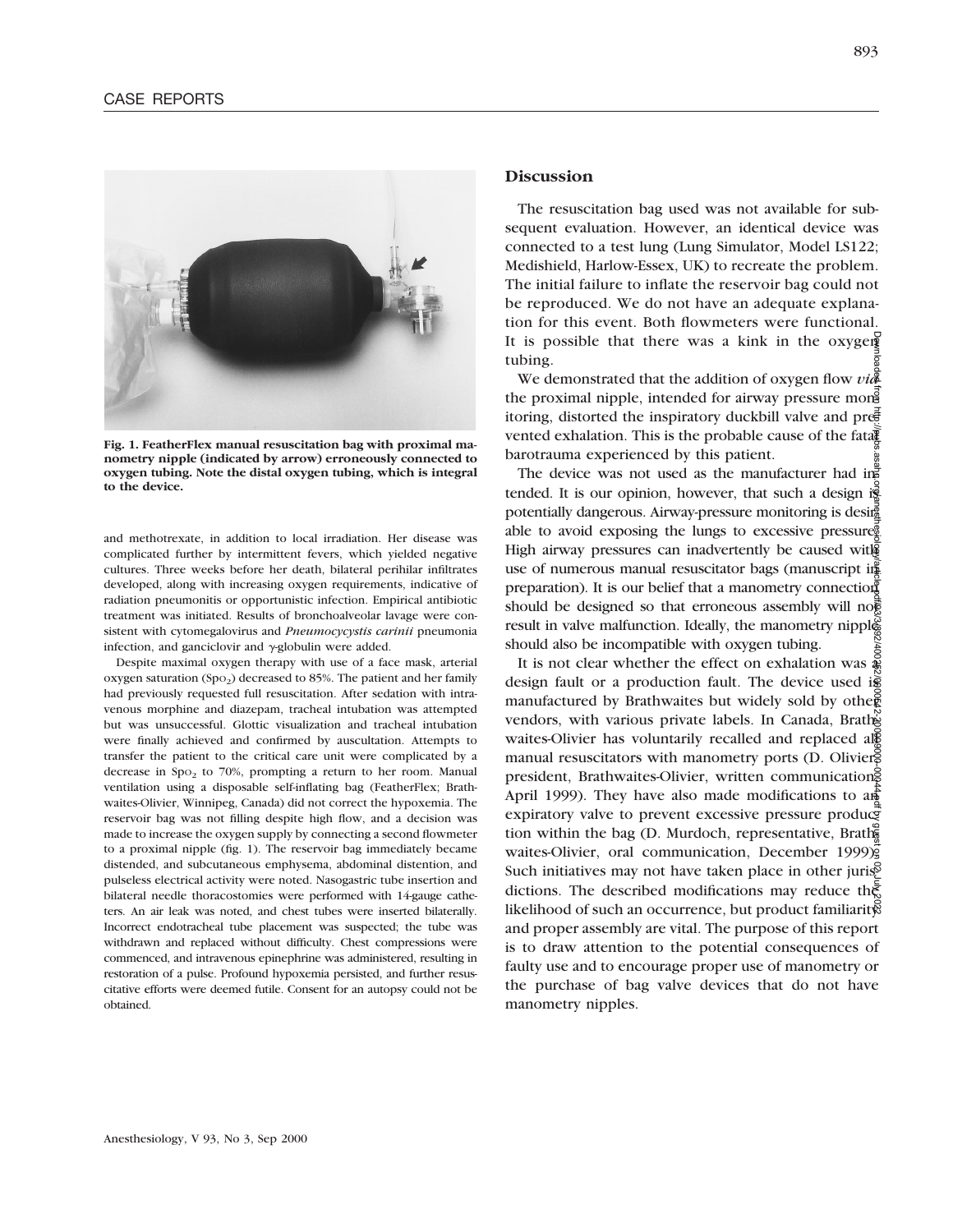Fig. 1. FeatherFlex manual resuscitation bag with proximal manometry nipple (indicated by arrow) erroneously connected to oxygen tubing. Note the distal oxygen tubing, which is integral to the device.

and methotrexate, in addition to local irradiation. Her disease was complicated further by intermittent fevers, which yielded negative cultures. Three weeks before her death, bilateral perihilar infiltrates developed, along with increasing oxygen requirements, indicative of radiation pneumonitis or opportunistic infection. Empirical antibiotic treatment was initiated. Results of bronchoalveolar lavage were consistent with cytomegalovirus and *Pneumocystis carinii* pneumonia infection, and ganciclovir and γ-globulin were added.

Despite maximal oxygen therapy with use of a face mask, arterial oxygen saturation ($Sp_{O_2}$) decreased to 85%. The patient and her family had previously requested full resuscitation. After sedation with intravenous morphine and diazepam, tracheal intubation was attempted but was unsuccessful. Glottic visualization and tracheal intubation were finally achieved and confirmed by auscultation. Attempts to transfer the patient to the critical care unit were complicated by a decrease in $Sp_{O_2}$ to 70%, prompting a return to her room. Manual ventilation using a disposable self-inflating bag (FeatherFlex; Brathwaites-Olivier, Winnipeg, Canada) did not correct the hypoxemia. The reservoir bag was not filling despite high flow, and a decision was made to increase the oxygen supply by connecting a second flowmeter to a proximal nipple (fig. 1). The reservoir bag immediately became distended, and subcutaneous emphysema, abdominal distention, and pulseless electrical activity were noted. Nasogastric tube insertion and bilateral needle thoracostomies were performed with 14-gauge catheters. An air leak was noted, and chest tubes were inserted bilaterally. Incorrect endotracheal tube placement was suspected; the tube was withdrawn and replaced without difficulty. Chest compressions were commenced, and intravenous epinephrine was administered, resulting in restoration of a pulse. Profound hypoxemia persisted, and further resuscitative efforts were deemed futile. Consent for an autopsy could not be obtained.

## Discussion

The resuscitation bag used was not available for subsequent evaluation. However, an identical device was connected to a test lung (Lung Simulator, Model LS122; Medishield, Harlow-Essex, UK) to recreate the problem. The initial failure to inflate the reservoir bag could not be reproduced. We do not have an adequate explanation for this event. Both flowmeters were functional. It is possible that there was a kink in the oxygen tubing.

We demonstrated that the addition of oxygen flow *via* the proximal nipple, intended for airway pressure monitoring, distorted the inspiratory duckbill valve and prevented exhalation. This is the probable cause of the fatal barotrauma experienced by this patient.

The device was not used as the manufacturer had intended. It is our opinion, however, that such a design is potentially dangerous. Airway-pressure monitoring is desirable to avoid exposing the lungs to excessive pressure. High airway pressures can inadvertently be caused with use of numerous manual resuscitator bags (manuscript in preparation). It is our belief that a manometry connection should be designed so that erroneous assembly will not result in valve malfunction. Ideally, the manometry nipple should also be incompatible with oxygen tubing.

It is not clear whether the effect on exhalation was a design fault or a production fault. The device used is manufactured by Brathwaites but widely sold by other vendors, with various private labels. In Canada, Brathwaites-Olivier has voluntarily recalled and replaced all manual resuscitators with manometry ports (D. Olivier, president, Brathwaites-Olivier, written communication, April 1999). They have also made modifications to an expiratory valve to prevent excessive pressure production within the bag (D. Murdoch, representative, Brathwaites-Olivier, oral communication, December 1999). Such initiatives may not have taken place in other jurisdictions. The described modifications may reduce the likelihood of such an occurrence, but product familiarity and proper assembly are vital. The purpose of this report is to draw attention to the potential consequences of faulty use and to encourage proper use of manometry or the purchase of bag valve devices that do not have manometry nipples.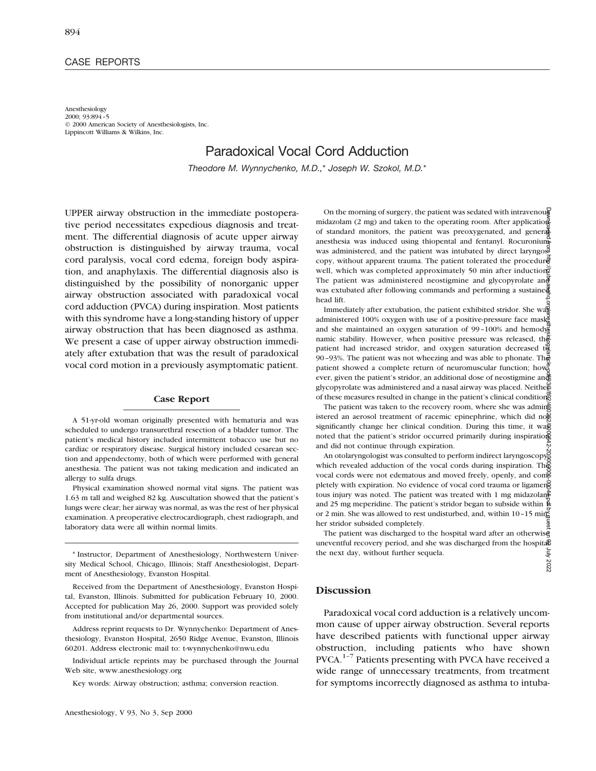CASE REPORTS

Anesthesiology
2000; 93:894–5
© 2000 American Society of Anesthesiologists, Inc.
Lippincott Williams & Wilkins, Inc.

# Paradoxical Vocal Cord Adduction

*Theodore M. Wynnychenko, M.D.,\* Joseph W. Szokol, M.D.\**

UPPER airway obstruction in the immediate postoperative period necessitates expedious diagnosis and treatment. The differential diagnosis of acute upper airway obstruction is distinguished by airway trauma, vocal cord paralysis, vocal cord edema, foreign body aspiration, and anaphylaxis. The differential diagnosis also is distinguished by the possibility of nonorganic upper airway obstruction associated with paradoxical vocal cord adduction (PVCA) during inspiration. Most patients with this syndrome have a long-standing history of upper airway obstruction that has been diagnosed as asthma. We present a case of upper airway obstruction immediately after extubation that was the result of paradoxical vocal cord motion in a previously asymptomatic patient.

## Case Report

A 51-yr-old woman originally presented with hematuria and was scheduled to undergo transurethral resection of a bladder tumor. The patient's medical history included intermittent tobacco use but no cardiac or respiratory disease. Surgical history included cesarean section and appendectomy, both of which were performed with general anesthesia. The patient was not taking medication and indicated an allergy to sulfa drugs.

Physical examination showed normal vital signs. The patient was 1.63 m tall and weighed 82 kg. Auscultation showed that the patient's lungs were clear; her airway was normal, as was the rest of her physical examination. A preoperative electrocardiograph, chest radiograph, and laboratory data were all within normal limits.

\* Instructor, Department of Anesthesiology, Northwestern University Medical School, Chicago, Illinois; Staff Anesthesiologist, Department of Anesthesiology, Evanston Hospital.

Received from the Department of Anesthesiology, Evanston Hospital, Evanston, Illinois. Submitted for publication February 10, 2000. Accepted for publication May 26, 2000. Support was provided solely from institutional and/or departmental sources.

Address reprint requests to Dr. Wynnychenko: Department of Anesthesiology, Evanston Hospital, 2650 Ridge Avenue, Evanston, Illinois 60201. Address electronic mail to: t-wynnychenko@nwu.edu

Individual article reprints may be purchased through the Journal Web site, www.anesthesiology.org

Key words: Airway obstruction; asthma; conversion reaction.

On the morning of surgery, the patient was sedated with intravenous midazolam (2 mg) and taken to the operating room. After application of standard monitors, the patient was preoxygenated, and general anesthesia was induced using thiopental and fentanyl. Rocuronium was administered, and the patient was intubated by direct laryngoscopy, without apparent trauma. The patient tolerated the procedure well, which was completed approximately 50 min after induction. The patient was administered neostigmine and glycopyrolate and was extubated after following commands and performing a sustained head lift.

Immediately after extubation, the patient exhibited stridor. She was administered 100% oxygen with use of a positive-pressure face mask, and she maintained an oxygen saturation of 99–100% and hemodynamic stability. However, when positive pressure was released, the patient had increased stridor, and oxygen saturation decreased to 90–93%. The patient was not wheezing and was able to phonate. The patient showed a complete return of neuromuscular function; however, given the patient's stridor, an additional dose of neostigmine and glycopyrolate was administered and a nasal airway was placed. Neither of these measures resulted in change in the patient's clinical condition.

The patient was taken to the recovery room, where she was administered an aerosol treatment of racemic epinephrine, which did not significantly change her clinical condition. During this time, it was noted that the patient's stridor occurred primarily during inspiration and did not continue through expiration.

An otolaryngologist was consulted to perform indirect laryngoscopy, which revealed adduction of the vocal cords during inspiration. The vocal cords were not edematous and moved freely, openly, and completely with expiration. No evidence of vocal cord trauma or ligamentous injury was noted. The patient was treated with 1 mg midazolam and 25 mg meperidine. The patient's stridor began to subside within 1 or 2 min. She was allowed to rest undisturbed, and, within 10–15 min, her stridor subsided completely.

The patient was discharged to the hospital ward after an otherwise uneventful recovery period, and she was discharged from the hospital the next day, without further sequela.

## Discussion

Paradoxical vocal cord adduction is a relatively uncommon cause of upper airway obstruction. Several reports have described patients with functional upper airway obstruction, including patients who have shown PVCA.[1–7] Patients presenting with PVCA have received a wide range of unnecessary treatments, from treatment for symptoms incorrectly diagnosed as asthma to intuba-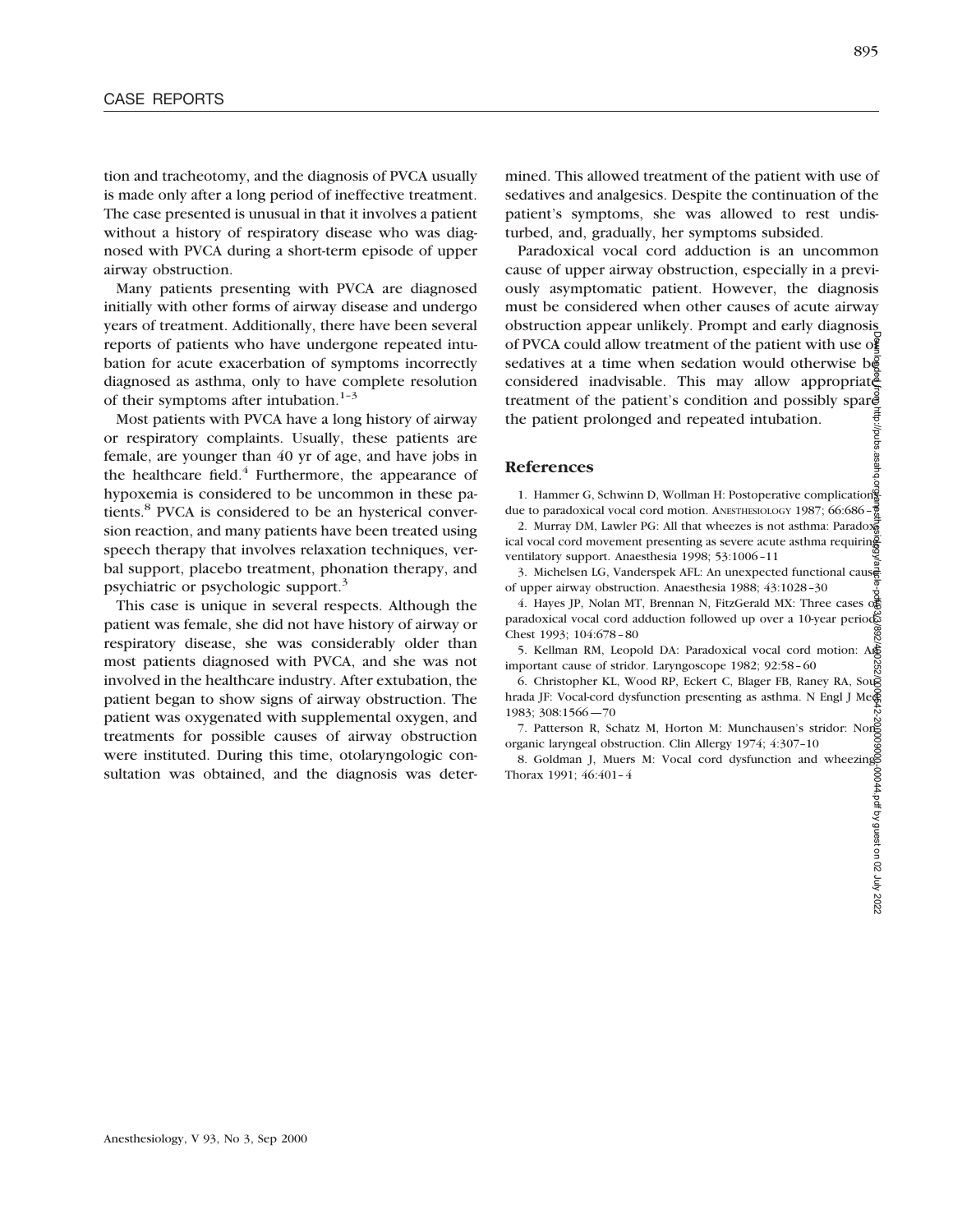tion and tracheotomy, and the diagnosis of PVCA usually is made only after a long period of ineffective treatment. The case presented is unusual in that it involves a patient without a history of respiratory disease who was diagnosed with PVCA during a short-term episode of upper airway obstruction.

Many patients presenting with PVCA are diagnosed initially with other forms of airway disease and undergo years of treatment. Additionally, there have been several reports of patients who have undergone repeated intubation for acute exacerbation of symptoms incorrectly diagnosed as asthma, only to have complete resolution of their symptoms after intubation.[1–3]

Most patients with PVCA have a long history of airway or respiratory complaints. Usually, these patients are female, are younger than 40 yr of age, and have jobs in the healthcare field.[4] Furthermore, the appearance of hypoxemia is considered to be uncommon in these patients.[8] PVCA is considered to be an hysterical conversion reaction, and many patients have been treated using speech therapy that involves relaxation techniques, verbal support, placebo treatment, phonation therapy, and psychiatric or psychologic support.[3]

This case is unique in several respects. Although the patient was female, she did not have history of airway or respiratory disease, she was considerably older than most patients diagnosed with PVCA, and she was not involved in the healthcare industry. After extubation, the patient began to show signs of airway obstruction. The patient was oxygenated with supplemental oxygen, and treatments for possible causes of airway obstruction were instituted. During this time, otolaryngologic consultation was obtained, and the diagnosis was determined. This allowed treatment of the patient with use of sedatives and analgesics. Despite the continuation of the patient's symptoms, she was allowed to rest undisturbed, and, gradually, her symptoms subsided.

Paradoxical vocal cord adduction is an uncommon cause of upper airway obstruction, especially in a previously asymptomatic patient. However, the diagnosis must be considered when other causes of acute airway obstruction appear unlikely. Prompt and early diagnosis of PVCA could allow treatment of the patient with use of sedatives at a time when sedation would otherwise be considered inadvisable. This may allow appropriate treatment of the patient's condition and possibly spare the patient prolonged and repeated intubation.

## References

1. Hammer G, Schwinn D, Wollman H: Postoperative complications due to paradoxical vocal cord motion. Anesthesiology 1987; 66:686–7
2. Murray DM, Lawler PG: All that wheezes is not asthma: Paradoxical vocal cord movement presenting as severe acute asthma requiring ventilatory support. Anaesthesia 1998; 53:1006–11
3. Michelsen LG, Vanderspek AFL: An unexpected functional cause of upper airway obstruction. Anaesthesia 1988; 43:1028–30
4. Hayes JP, Nolan MT, Brennan N, FitzGerald MX: Three cases of paradoxical vocal cord adduction followed up over a 10-year period. Chest 1993; 104:678–80
5. Kellman RM, Leopold DA: Paradoxical vocal cord motion: An important cause of stridor. Laryngoscope 1982; 92:58–60
6. Christopher KL, Wood RP, Eckert C, Blager FB, Raney RA, Souhrada JF: Vocal-cord dysfunction presenting as asthma. N Engl J Med 1983; 308:1566—70
7. Patterson R, Schatz M, Horton M: Munchausen's stridor: Non-organic laryngeal obstruction. Clin Allergy 1974; 4:307–10
8. Goldman J, Muers M: Vocal cord dysfunction and wheezing. Thorax 1991; 46:401–4